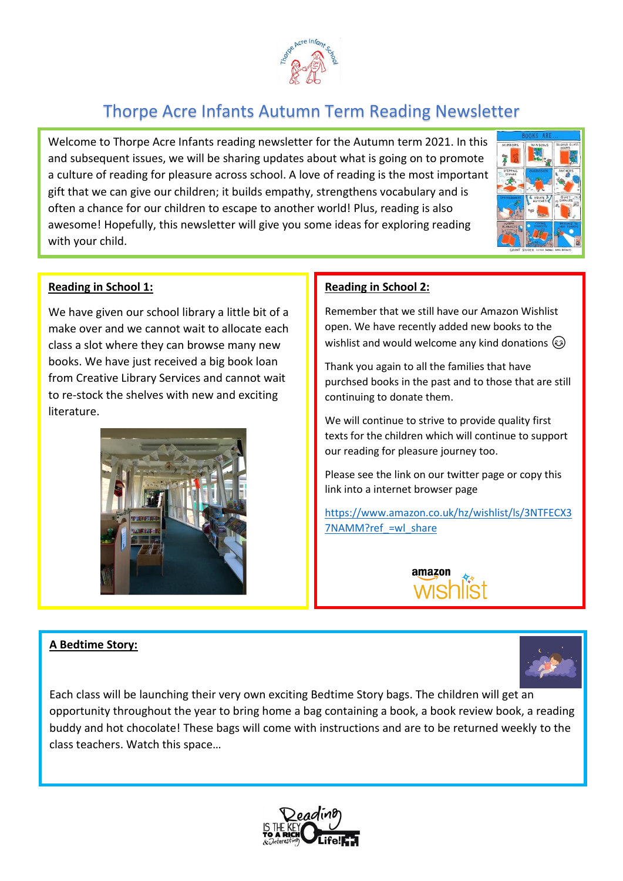# Thorpe Acre Infants Autumn Term Reading Newsletter

Welcome to Thorpe Acre Infants reading newsletter for the Autumn term 2021. In this and subsequent issues, we will be sharing updates about what is going on to promote a culture of reading for pleasure across school. A love of reading is the most important gift that we can give our children; it builds empathy, strengthens vocabulary and is often a chance for our children to escape to another world! Plus, reading is also awesome! Hopefully, this newsletter will give you some ideas for exploring reading with your child.

## Reading in School 1:

We have given our school library a little bit of a make over and we cannot wait to allocate each class a slot where they can browse many new books. We have just received a big book loan from Creative Library Services and cannot wait to re-stock the shelves with new and exciting literature.

## Reading in School 2:

Remember that we still have our Amazon Wishlist open. We have recently added new books to the wishlist and would welcome any kind donations 😉

Thank you again to all the families that have purchsed books in the past and to those that are still continuing to donate them.

We will continue to strive to provide quality first texts for the children which will continue to support our reading for pleasure journey too.

Please see the link on our twitter page or copy this link into a internet browser page

https://www.amazon.co.uk/hz/wishlist/ls/3NTFECX37NAMM?ref_=wl_share

## A Bedtime Story:

Each class will be launching their very own exciting Bedtime Story bags. The children will get an opportunity throughout the year to bring home a bag containing a book, a book review book, a reading buddy and hot chocolate! These bags will come with instructions and are to be returned weekly to the class teachers. Watch this space…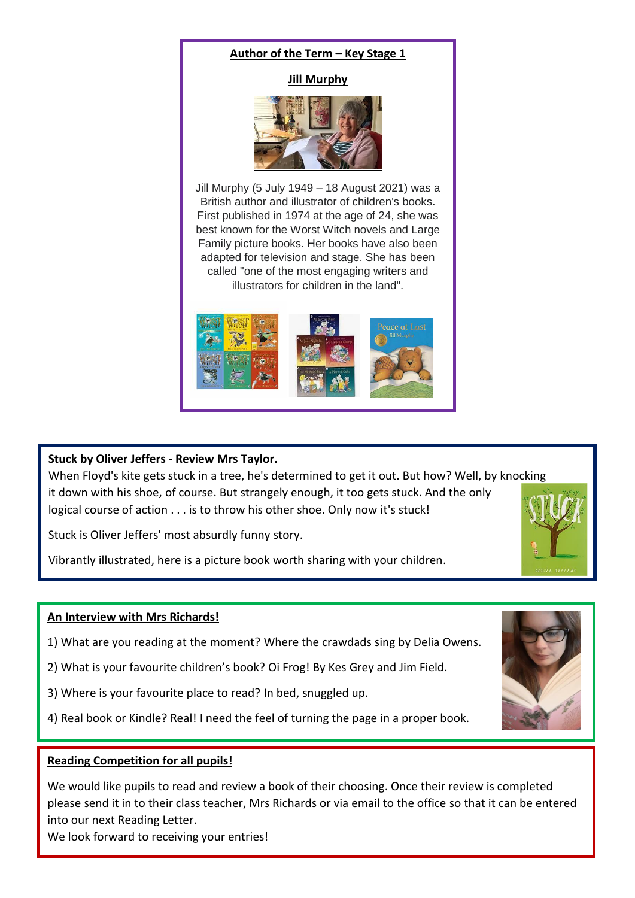## Author of the Term – Key Stage 1

### Jill Murphy

Jill Murphy (5 July 1949 – 18 August 2021) was a British author and illustrator of children's books. First published in 1974 at the age of 24, she was best known for the Worst Witch novels and Large Family picture books. Her books have also been adapted for television and stage. She has been called "one of the most engaging writers and illustrators for children in the land".

## Stuck by Oliver Jeffers - Review Mrs Taylor.

When Floyd's kite gets stuck in a tree, he's determined to get it out. But how? Well, by knocking it down with his shoe, of course. But strangely enough, it too gets stuck. And the only logical course of action . . . is to throw his other shoe. Only now it's stuck!

Stuck is Oliver Jeffers' most absurdly funny story.

Vibrantly illustrated, here is a picture book worth sharing with your children.

## An Interview with Mrs Richards!

1) What are you reading at the moment? Where the crawdads sing by Delia Owens.

2) What is your favourite children's book? Oi Frog! By Kes Grey and Jim Field.

3) Where is your favourite place to read? In bed, snuggled up.

4) Real book or Kindle? Real! I need the feel of turning the page in a proper book.

## Reading Competition for all pupils!

We would like pupils to read and review a book of their choosing. Once their review is completed please send it in to their class teacher, Mrs Richards or via email to the office so that it can be entered into our next Reading Letter.
We look forward to receiving your entries!